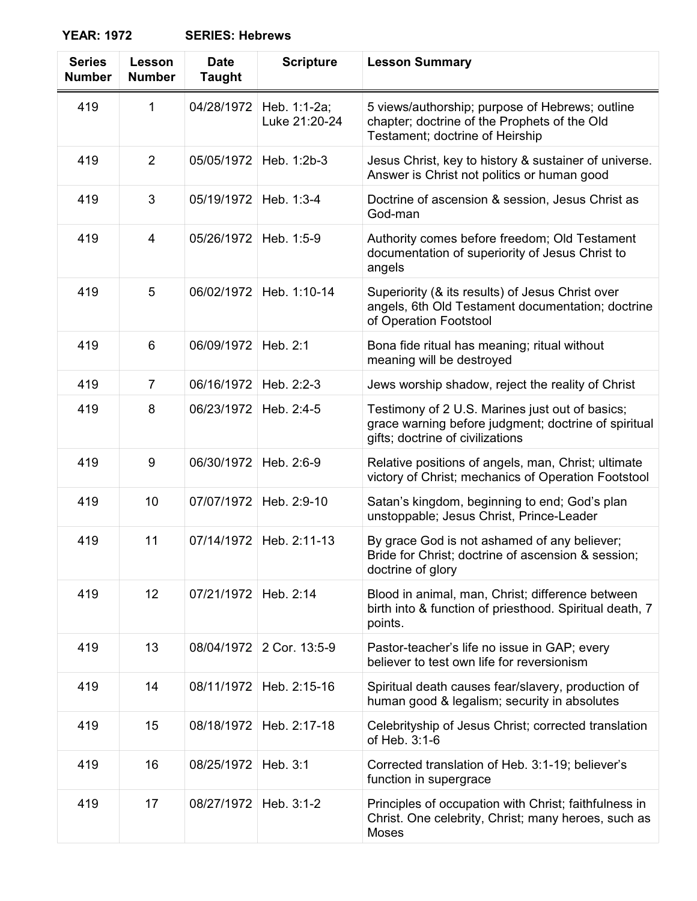**YEAR: 1972 SERIES: Hebrews**

| Series Number | Lesson Number | Date Taught | Scripture | Lesson Summary |
|---|---|---|---|---|
| 419 | 1 | 04/28/1972 | Heb. 1:1-2a; Luke 21:20-24 | 5 views/authorship; purpose of Hebrews; outline chapter; doctrine of the Prophets of the Old Testament; doctrine of Heirship |
| 419 | 2 | 05/05/1972 | Heb. 1:2b-3 | Jesus Christ, key to history & sustainer of universe. Answer is Christ not politics or human good |
| 419 | 3 | 05/19/1972 | Heb. 1:3-4 | Doctrine of ascension & session, Jesus Christ as God-man |
| 419 | 4 | 05/26/1972 | Heb. 1:5-9 | Authority comes before freedom; Old Testament documentation of superiority of Jesus Christ to angels |
| 419 | 5 | 06/02/1972 | Heb. 1:10-14 | Superiority (& its results) of Jesus Christ over angels, 6th Old Testament documentation; doctrine of Operation Footstool |
| 419 | 6 | 06/09/1972 | Heb. 2:1 | Bona fide ritual has meaning; ritual without meaning will be destroyed |
| 419 | 7 | 06/16/1972 | Heb. 2:2-3 | Jews worship shadow, reject the reality of Christ |
| 419 | 8 | 06/23/1972 | Heb. 2:4-5 | Testimony of 2 U.S. Marines just out of basics; grace warning before judgment; doctrine of spiritual gifts; doctrine of civilizations |
| 419 | 9 | 06/30/1972 | Heb. 2:6-9 | Relative positions of angels, man, Christ; ultimate victory of Christ; mechanics of Operation Footstool |
| 419 | 10 | 07/07/1972 | Heb. 2:9-10 | Satan's kingdom, beginning to end; God's plan unstoppable; Jesus Christ, Prince-Leader |
| 419 | 11 | 07/14/1972 | Heb. 2:11-13 | By grace God is not ashamed of any believer; Bride for Christ; doctrine of ascension & session; doctrine of glory |
| 419 | 12 | 07/21/1972 | Heb. 2:14 | Blood in animal, man, Christ; difference between birth into & function of priesthood. Spiritual death, 7 points. |
| 419 | 13 | 08/04/1972 | 2 Cor. 13:5-9 | Pastor-teacher's life no issue in GAP; every believer to test own life for reversionism |
| 419 | 14 | 08/11/1972 | Heb. 2:15-16 | Spiritual death causes fear/slavery, production of human good & legalism; security in absolutes |
| 419 | 15 | 08/18/1972 | Heb. 2:17-18 | Celebrityship of Jesus Christ; corrected translation of Heb. 3:1-6 |
| 419 | 16 | 08/25/1972 | Heb. 3:1 | Corrected translation of Heb. 3:1-19; believer's function in supergrace |
| 419 | 17 | 08/27/1972 | Heb. 3:1-2 | Principles of occupation with Christ; faithfulness in Christ. One celebrity, Christ; many heroes, such as Moses |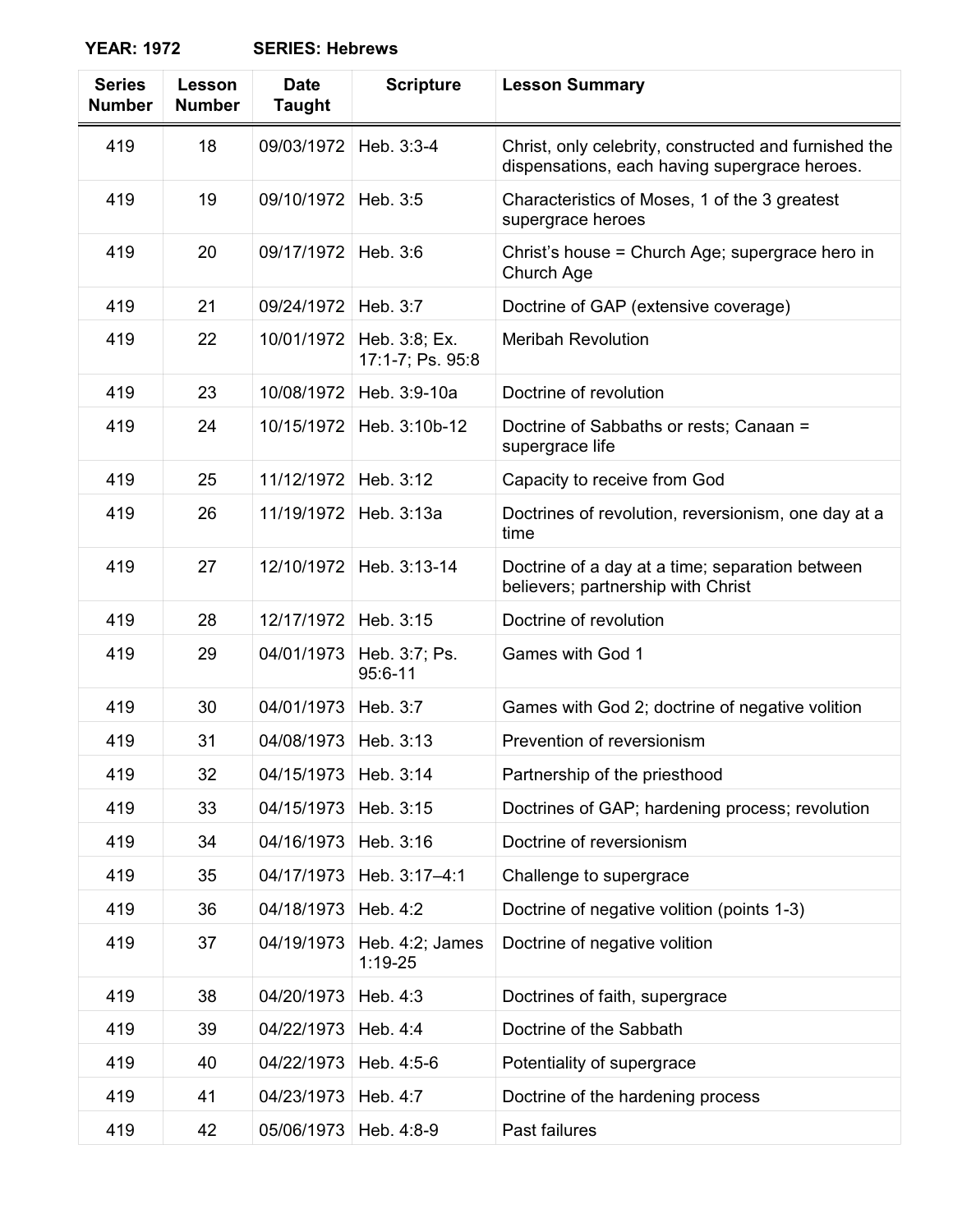**YEAR: 1972 SERIES: Hebrews**

| Series Number | Lesson Number | Date Taught | Scripture | Lesson Summary |
|---|---|---|---|---|
| 419 | 18 | 09/03/1972 | Heb. 3:3-4 | Christ, only celebrity, constructed and furnished the dispensations, each having supergrace heroes. |
| 419 | 19 | 09/10/1972 | Heb. 3:5 | Characteristics of Moses, 1 of the 3 greatest supergrace heroes |
| 419 | 20 | 09/17/1972 | Heb. 3:6 | Christ's house = Church Age; supergrace hero in Church Age |
| 419 | 21 | 09/24/1972 | Heb. 3:7 | Doctrine of GAP (extensive coverage) |
| 419 | 22 | 10/01/1972 | Heb. 3:8; Ex. 17:1-7; Ps. 95:8 | Meribah Revolution |
| 419 | 23 | 10/08/1972 | Heb. 3:9-10a | Doctrine of revolution |
| 419 | 24 | 10/15/1972 | Heb. 3:10b-12 | Doctrine of Sabbaths or rests; Canaan = supergrace life |
| 419 | 25 | 11/12/1972 | Heb. 3:12 | Capacity to receive from God |
| 419 | 26 | 11/19/1972 | Heb. 3:13a | Doctrines of revolution, reversionism, one day at a time |
| 419 | 27 | 12/10/1972 | Heb. 3:13-14 | Doctrine of a day at a time; separation between believers; partnership with Christ |
| 419 | 28 | 12/17/1972 | Heb. 3:15 | Doctrine of revolution |
| 419 | 29 | 04/01/1973 | Heb. 3:7; Ps. 95:6-11 | Games with God 1 |
| 419 | 30 | 04/01/1973 | Heb. 3:7 | Games with God 2; doctrine of negative volition |
| 419 | 31 | 04/08/1973 | Heb. 3:13 | Prevention of reversionism |
| 419 | 32 | 04/15/1973 | Heb. 3:14 | Partnership of the priesthood |
| 419 | 33 | 04/15/1973 | Heb. 3:15 | Doctrines of GAP; hardening process; revolution |
| 419 | 34 | 04/16/1973 | Heb. 3:16 | Doctrine of reversionism |
| 419 | 35 | 04/17/1973 | Heb. 3:17–4:1 | Challenge to supergrace |
| 419 | 36 | 04/18/1973 | Heb. 4:2 | Doctrine of negative volition (points 1-3) |
| 419 | 37 | 04/19/1973 | Heb. 4:2; James 1:19-25 | Doctrine of negative volition |
| 419 | 38 | 04/20/1973 | Heb. 4:3 | Doctrines of faith, supergrace |
| 419 | 39 | 04/22/1973 | Heb. 4:4 | Doctrine of the Sabbath |
| 419 | 40 | 04/22/1973 | Heb. 4:5-6 | Potentiality of supergrace |
| 419 | 41 | 04/23/1973 | Heb. 4:7 | Doctrine of the hardening process |
| 419 | 42 | 05/06/1973 | Heb. 4:8-9 | Past failures |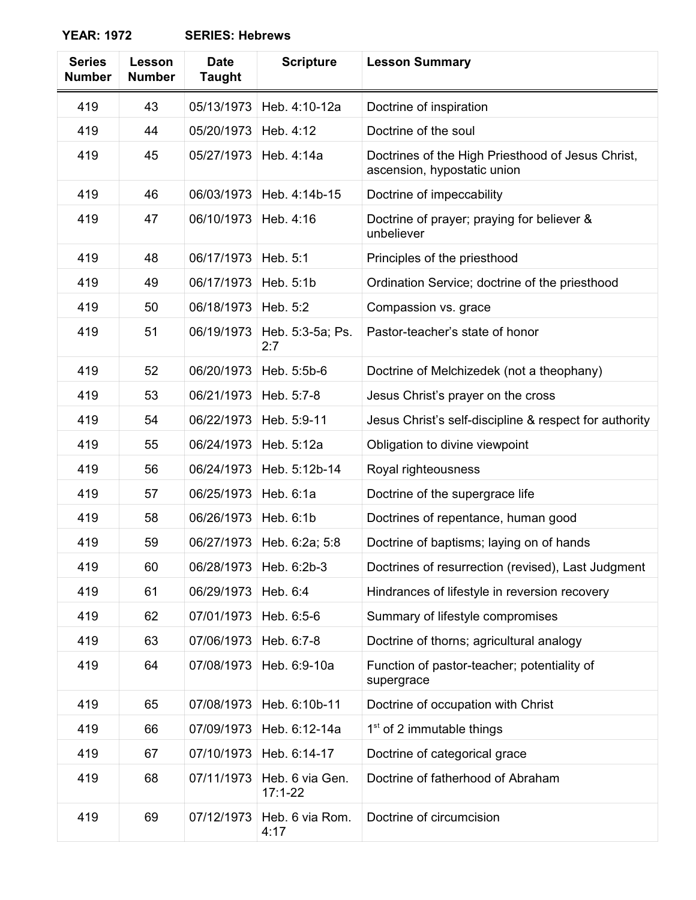**YEAR: 1972 SERIES: Hebrews**

| Series Number | Lesson Number | Date Taught | Scripture | Lesson Summary |
|---|---|---|---|---|
| 419 | 43 | 05/13/1973 | Heb. 4:10-12a | Doctrine of inspiration |
| 419 | 44 | 05/20/1973 | Heb. 4:12 | Doctrine of the soul |
| 419 | 45 | 05/27/1973 | Heb. 4:14a | Doctrines of the High Priesthood of Jesus Christ, ascension, hypostatic union |
| 419 | 46 | 06/03/1973 | Heb. 4:14b-15 | Doctrine of impeccability |
| 419 | 47 | 06/10/1973 | Heb. 4:16 | Doctrine of prayer; praying for believer & unbeliever |
| 419 | 48 | 06/17/1973 | Heb. 5:1 | Principles of the priesthood |
| 419 | 49 | 06/17/1973 | Heb. 5:1b | Ordination Service; doctrine of the priesthood |
| 419 | 50 | 06/18/1973 | Heb. 5:2 | Compassion vs. grace |
| 419 | 51 | 06/19/1973 | Heb. 5:3-5a; Ps. 2:7 | Pastor-teacher's state of honor |
| 419 | 52 | 06/20/1973 | Heb. 5:5b-6 | Doctrine of Melchizedek (not a theophany) |
| 419 | 53 | 06/21/1973 | Heb. 5:7-8 | Jesus Christ's prayer on the cross |
| 419 | 54 | 06/22/1973 | Heb. 5:9-11 | Jesus Christ's self-discipline & respect for authority |
| 419 | 55 | 06/24/1973 | Heb. 5:12a | Obligation to divine viewpoint |
| 419 | 56 | 06/24/1973 | Heb. 5:12b-14 | Royal righteousness |
| 419 | 57 | 06/25/1973 | Heb. 6:1a | Doctrine of the supergrace life |
| 419 | 58 | 06/26/1973 | Heb. 6:1b | Doctrines of repentance, human good |
| 419 | 59 | 06/27/1973 | Heb. 6:2a; 5:8 | Doctrine of baptisms; laying on of hands |
| 419 | 60 | 06/28/1973 | Heb. 6:2b-3 | Doctrines of resurrection (revised), Last Judgment |
| 419 | 61 | 06/29/1973 | Heb. 6:4 | Hindrances of lifestyle in reversion recovery |
| 419 | 62 | 07/01/1973 | Heb. 6:5-6 | Summary of lifestyle compromises |
| 419 | 63 | 07/06/1973 | Heb. 6:7-8 | Doctrine of thorns; agricultural analogy |
| 419 | 64 | 07/08/1973 | Heb. 6:9-10a | Function of pastor-teacher; potentiality of supergrace |
| 419 | 65 | 07/08/1973 | Heb. 6:10b-11 | Doctrine of occupation with Christ |
| 419 | 66 | 07/09/1973 | Heb. 6:12-14a | 1st of 2 immutable things |
| 419 | 67 | 07/10/1973 | Heb. 6:14-17 | Doctrine of categorical grace |
| 419 | 68 | 07/11/1973 | Heb. 6 via Gen. 17:1-22 | Doctrine of fatherhood of Abraham |
| 419 | 69 | 07/12/1973 | Heb. 6 via Rom. 4:17 | Doctrine of circumcision |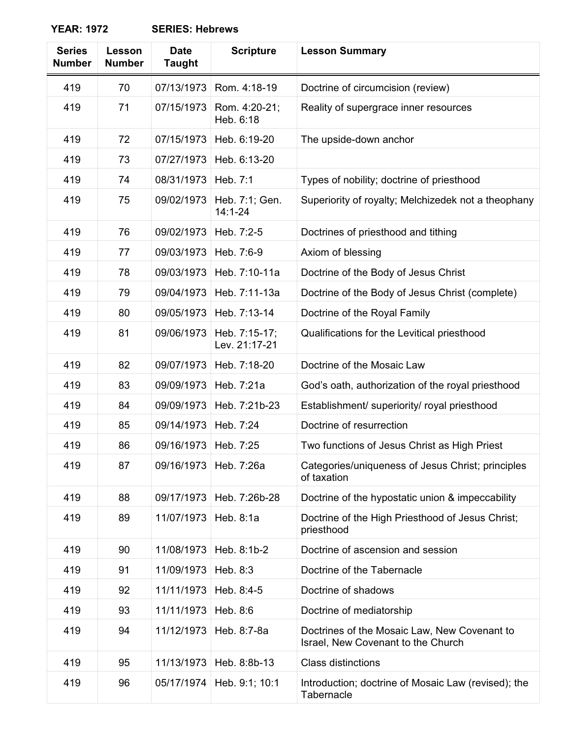**YEAR: 1972 SERIES: Hebrews**

| Series Number | Lesson Number | Date Taught | Scripture | Lesson Summary |
|---|---|---|---|---|
| 419 | 70 | 07/13/1973 | Rom. 4:18-19 | Doctrine of circumcision (review) |
| 419 | 71 | 07/15/1973 | Rom. 4:20-21; Heb. 6:18 | Reality of supergrace inner resources |
| 419 | 72 | 07/15/1973 | Heb. 6:19-20 | The upside-down anchor |
| 419 | 73 | 07/27/1973 | Heb. 6:13-20 | |
| 419 | 74 | 08/31/1973 | Heb. 7:1 | Types of nobility; doctrine of priesthood |
| 419 | 75 | 09/02/1973 | Heb. 7:1; Gen. 14:1-24 | Superiority of royalty; Melchizedek not a theophany |
| 419 | 76 | 09/02/1973 | Heb. 7:2-5 | Doctrines of priesthood and tithing |
| 419 | 77 | 09/03/1973 | Heb. 7:6-9 | Axiom of blessing |
| 419 | 78 | 09/03/1973 | Heb. 7:10-11a | Doctrine of the Body of Jesus Christ |
| 419 | 79 | 09/04/1973 | Heb. 7:11-13a | Doctrine of the Body of Jesus Christ (complete) |
| 419 | 80 | 09/05/1973 | Heb. 7:13-14 | Doctrine of the Royal Family |
| 419 | 81 | 09/06/1973 | Heb. 7:15-17; Lev. 21:17-21 | Qualifications for the Levitical priesthood |
| 419 | 82 | 09/07/1973 | Heb. 7:18-20 | Doctrine of the Mosaic Law |
| 419 | 83 | 09/09/1973 | Heb. 7:21a | God's oath, authorization of the royal priesthood |
| 419 | 84 | 09/09/1973 | Heb. 7:21b-23 | Establishment/ superiority/ royal priesthood |
| 419 | 85 | 09/14/1973 | Heb. 7:24 | Doctrine of resurrection |
| 419 | 86 | 09/16/1973 | Heb. 7:25 | Two functions of Jesus Christ as High Priest |
| 419 | 87 | 09/16/1973 | Heb. 7:26a | Categories/uniqueness of Jesus Christ; principles of taxation |
| 419 | 88 | 09/17/1973 | Heb. 7:26b-28 | Doctrine of the hypostatic union & impeccability |
| 419 | 89 | 11/07/1973 | Heb. 8:1a | Doctrine of the High Priesthood of Jesus Christ; priesthood |
| 419 | 90 | 11/08/1973 | Heb. 8:1b-2 | Doctrine of ascension and session |
| 419 | 91 | 11/09/1973 | Heb. 8:3 | Doctrine of the Tabernacle |
| 419 | 92 | 11/11/1973 | Heb. 8:4-5 | Doctrine of shadows |
| 419 | 93 | 11/11/1973 | Heb. 8:6 | Doctrine of mediatorship |
| 419 | 94 | 11/12/1973 | Heb. 8:7-8a | Doctrines of the Mosaic Law, New Covenant to Israel, New Covenant to the Church |
| 419 | 95 | 11/13/1973 | Heb. 8:8b-13 | Class distinctions |
| 419 | 96 | 05/17/1974 | Heb. 9:1; 10:1 | Introduction; doctrine of Mosaic Law (revised); the Tabernacle |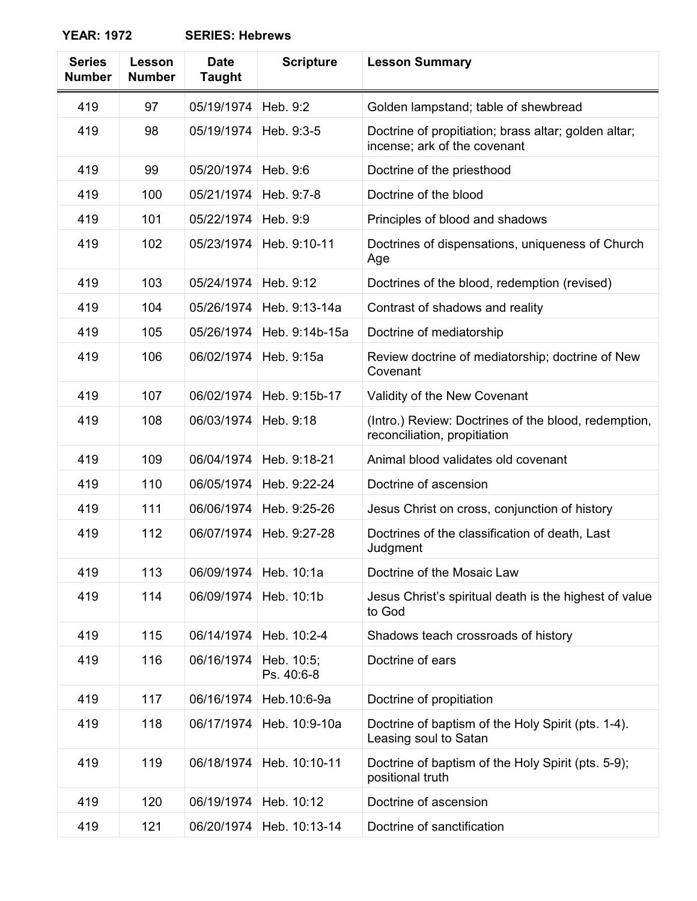**YEAR: 1972** **SERIES: Hebrews**

| Series Number | Lesson Number | Date Taught | Scripture | Lesson Summary |
|---|---|---|---|---|
| 419 | 97 | 05/19/1974 | Heb. 9:2 | Golden lampstand; table of shewbread |
| 419 | 98 | 05/19/1974 | Heb. 9:3-5 | Doctrine of propitiation; brass altar; golden altar; incense; ark of the covenant |
| 419 | 99 | 05/20/1974 | Heb. 9:6 | Doctrine of the priesthood |
| 419 | 100 | 05/21/1974 | Heb. 9:7-8 | Doctrine of the blood |
| 419 | 101 | 05/22/1974 | Heb. 9:9 | Principles of blood and shadows |
| 419 | 102 | 05/23/1974 | Heb. 9:10-11 | Doctrines of dispensations, uniqueness of Church Age |
| 419 | 103 | 05/24/1974 | Heb. 9:12 | Doctrines of the blood, redemption (revised) |
| 419 | 104 | 05/26/1974 | Heb. 9:13-14a | Contrast of shadows and reality |
| 419 | 105 | 05/26/1974 | Heb. 9:14b-15a | Doctrine of mediatorship |
| 419 | 106 | 06/02/1974 | Heb. 9:15a | Review doctrine of mediatorship; doctrine of New Covenant |
| 419 | 107 | 06/02/1974 | Heb. 9:15b-17 | Validity of the New Covenant |
| 419 | 108 | 06/03/1974 | Heb. 9:18 | (Intro.) Review: Doctrines of the blood, redemption, reconciliation, propitiation |
| 419 | 109 | 06/04/1974 | Heb. 9:18-21 | Animal blood validates old covenant |
| 419 | 110 | 06/05/1974 | Heb. 9:22-24 | Doctrine of ascension |
| 419 | 111 | 06/06/1974 | Heb. 9:25-26 | Jesus Christ on cross, conjunction of history |
| 419 | 112 | 06/07/1974 | Heb. 9:27-28 | Doctrines of the classification of death, Last Judgment |
| 419 | 113 | 06/09/1974 | Heb. 10:1a | Doctrine of the Mosaic Law |
| 419 | 114 | 06/09/1974 | Heb. 10:1b | Jesus Christ's spiritual death is the highest of value to God |
| 419 | 115 | 06/14/1974 | Heb. 10:2-4 | Shadows teach crossroads of history |
| 419 | 116 | 06/16/1974 | Heb. 10:5; Ps. 40:6-8 | Doctrine of ears |
| 419 | 117 | 06/16/1974 | Heb.10:6-9a | Doctrine of propitiation |
| 419 | 118 | 06/17/1974 | Heb. 10:9-10a | Doctrine of baptism of the Holy Spirit (pts. 1-4). Leasing soul to Satan |
| 419 | 119 | 06/18/1974 | Heb. 10:10-11 | Doctrine of baptism of the Holy Spirit (pts. 5-9); positional truth |
| 419 | 120 | 06/19/1974 | Heb. 10:12 | Doctrine of ascension |
| 419 | 121 | 06/20/1974 | Heb. 10:13-14 | Doctrine of sanctification |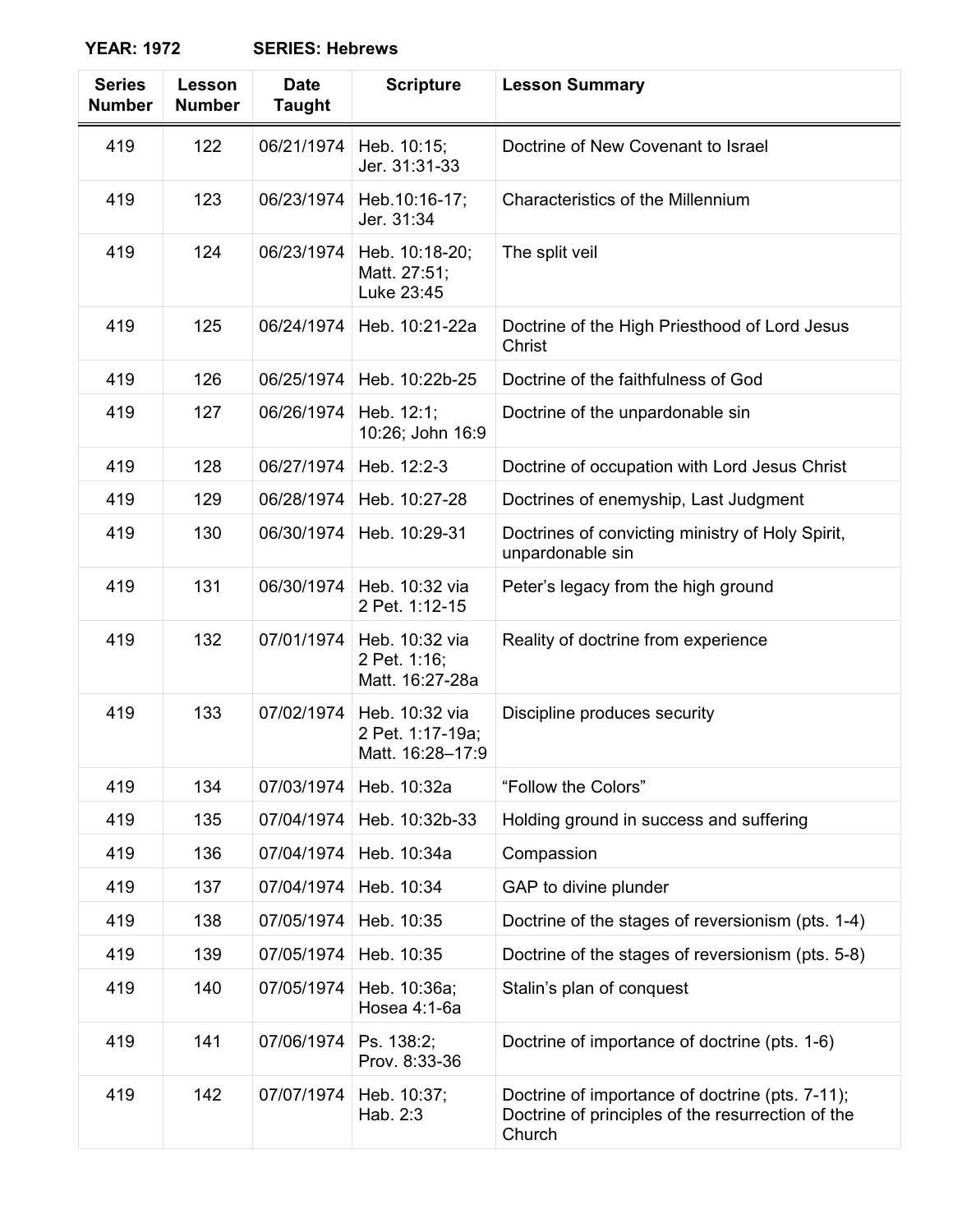**YEAR: 1972 SERIES: Hebrews**

| Series Number | Lesson Number | Date Taught | Scripture | Lesson Summary |
|---|---|---|---|---|
| 419 | 122 | 06/21/1974 | Heb. 10:15; Jer. 31:31-33 | Doctrine of New Covenant to Israel |
| 419 | 123 | 06/23/1974 | Heb.10:16-17; Jer. 31:34 | Characteristics of the Millennium |
| 419 | 124 | 06/23/1974 | Heb. 10:18-20; Matt. 27:51; Luke 23:45 | The split veil |
| 419 | 125 | 06/24/1974 | Heb. 10:21-22a | Doctrine of the High Priesthood of Lord Jesus Christ |
| 419 | 126 | 06/25/1974 | Heb. 10:22b-25 | Doctrine of the faithfulness of God |
| 419 | 127 | 06/26/1974 | Heb. 12:1; 10:26; John 16:9 | Doctrine of the unpardonable sin |
| 419 | 128 | 06/27/1974 | Heb. 12:2-3 | Doctrine of occupation with Lord Jesus Christ |
| 419 | 129 | 06/28/1974 | Heb. 10:27-28 | Doctrines of enemyship, Last Judgment |
| 419 | 130 | 06/30/1974 | Heb. 10:29-31 | Doctrines of convicting ministry of Holy Spirit, unpardonable sin |
| 419 | 131 | 06/30/1974 | Heb. 10:32 via 2 Pet. 1:12-15 | Peter's legacy from the high ground |
| 419 | 132 | 07/01/1974 | Heb. 10:32 via 2 Pet. 1:16; Matt. 16:27-28a | Reality of doctrine from experience |
| 419 | 133 | 07/02/1974 | Heb. 10:32 via 2 Pet. 1:17-19a; Matt. 16:28–17:9 | Discipline produces security |
| 419 | 134 | 07/03/1974 | Heb. 10:32a | "Follow the Colors" |
| 419 | 135 | 07/04/1974 | Heb. 10:32b-33 | Holding ground in success and suffering |
| 419 | 136 | 07/04/1974 | Heb. 10:34a | Compassion |
| 419 | 137 | 07/04/1974 | Heb. 10:34 | GAP to divine plunder |
| 419 | 138 | 07/05/1974 | Heb. 10:35 | Doctrine of the stages of reversionism (pts. 1-4) |
| 419 | 139 | 07/05/1974 | Heb. 10:35 | Doctrine of the stages of reversionism (pts. 5-8) |
| 419 | 140 | 07/05/1974 | Heb. 10:36a; Hosea 4:1-6a | Stalin's plan of conquest |
| 419 | 141 | 07/06/1974 | Ps. 138:2; Prov. 8:33-36 | Doctrine of importance of doctrine (pts. 1-6) |
| 419 | 142 | 07/07/1974 | Heb. 10:37; Hab. 2:3 | Doctrine of importance of doctrine (pts. 7-11); Doctrine of principles of the resurrection of the Church |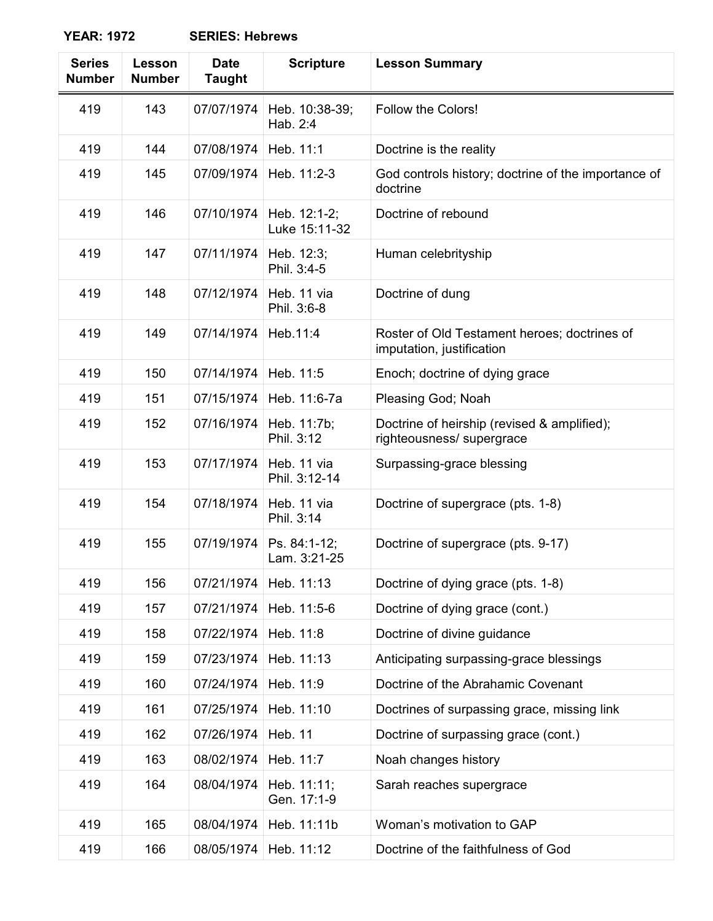**YEAR: 1972** **SERIES: Hebrews**

| Series Number | Lesson Number | Date Taught | Scripture | Lesson Summary |
|---|---|---|---|---|
| 419 | 143 | 07/07/1974 | Heb. 10:38-39; Hab. 2:4 | Follow the Colors! |
| 419 | 144 | 07/08/1974 | Heb. 11:1 | Doctrine is the reality |
| 419 | 145 | 07/09/1974 | Heb. 11:2-3 | God controls history; doctrine of the importance of doctrine |
| 419 | 146 | 07/10/1974 | Heb. 12:1-2; Luke 15:11-32 | Doctrine of rebound |
| 419 | 147 | 07/11/1974 | Heb. 12:3; Phil. 3:4-5 | Human celebrityship |
| 419 | 148 | 07/12/1974 | Heb. 11 via Phil. 3:6-8 | Doctrine of dung |
| 419 | 149 | 07/14/1974 | Heb.11:4 | Roster of Old Testament heroes; doctrines of imputation, justification |
| 419 | 150 | 07/14/1974 | Heb. 11:5 | Enoch; doctrine of dying grace |
| 419 | 151 | 07/15/1974 | Heb. 11:6-7a | Pleasing God; Noah |
| 419 | 152 | 07/16/1974 | Heb. 11:7b; Phil. 3:12 | Doctrine of heirship (revised & amplified); righteousness/ supergrace |
| 419 | 153 | 07/17/1974 | Heb. 11 via Phil. 3:12-14 | Surpassing-grace blessing |
| 419 | 154 | 07/18/1974 | Heb. 11 via Phil. 3:14 | Doctrine of supergrace (pts. 1-8) |
| 419 | 155 | 07/19/1974 | Ps. 84:1-12; Lam. 3:21-25 | Doctrine of supergrace (pts. 9-17) |
| 419 | 156 | 07/21/1974 | Heb. 11:13 | Doctrine of dying grace (pts. 1-8) |
| 419 | 157 | 07/21/1974 | Heb. 11:5-6 | Doctrine of dying grace (cont.) |
| 419 | 158 | 07/22/1974 | Heb. 11:8 | Doctrine of divine guidance |
| 419 | 159 | 07/23/1974 | Heb. 11:13 | Anticipating surpassing-grace blessings |
| 419 | 160 | 07/24/1974 | Heb. 11:9 | Doctrine of the Abrahamic Covenant |
| 419 | 161 | 07/25/1974 | Heb. 11:10 | Doctrines of surpassing grace, missing link |
| 419 | 162 | 07/26/1974 | Heb. 11 | Doctrine of surpassing grace (cont.) |
| 419 | 163 | 08/02/1974 | Heb. 11:7 | Noah changes history |
| 419 | 164 | 08/04/1974 | Heb. 11:11; Gen. 17:1-9 | Sarah reaches supergrace |
| 419 | 165 | 08/04/1974 | Heb. 11:11b | Woman's motivation to GAP |
| 419 | 166 | 08/05/1974 | Heb. 11:12 | Doctrine of the faithfulness of God |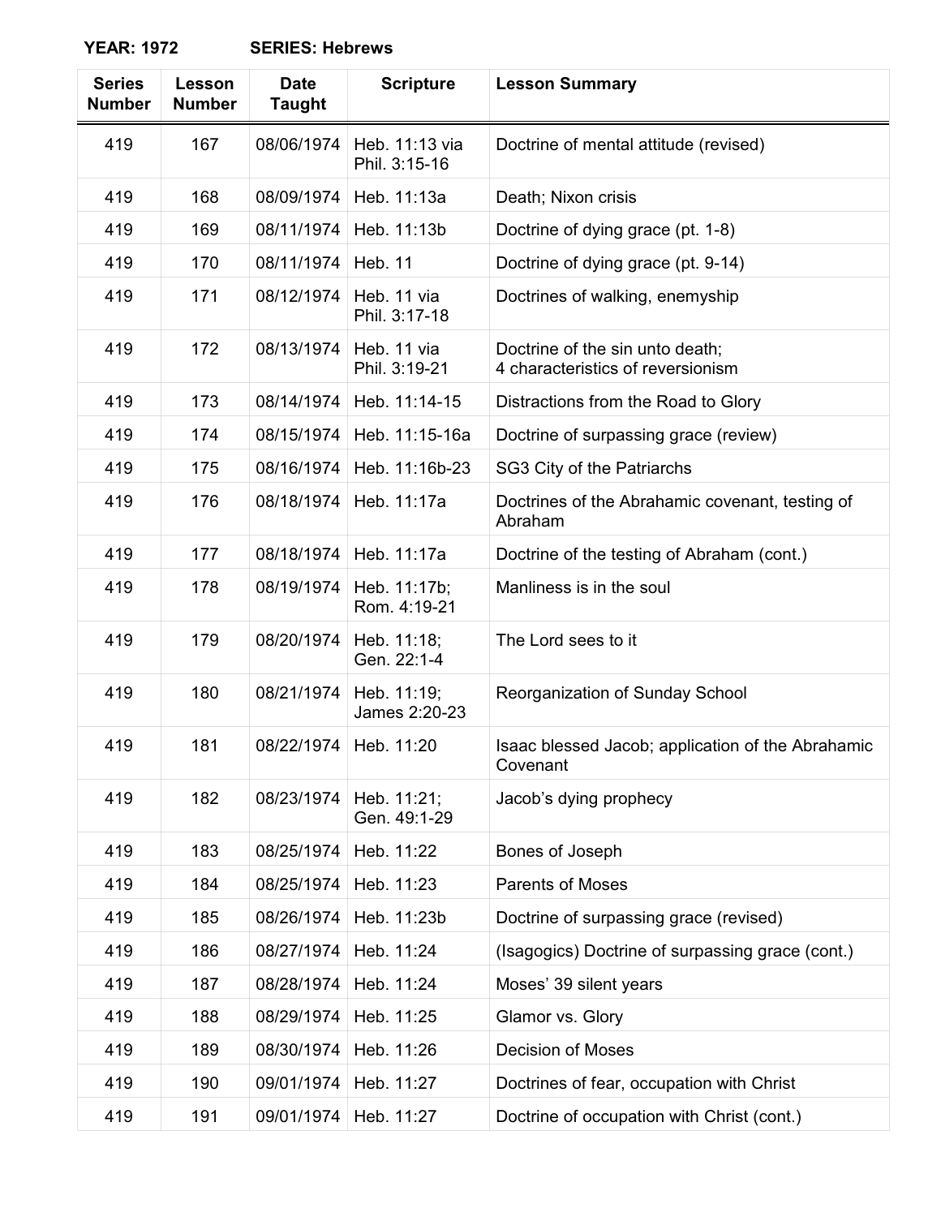**YEAR: 1972 SERIES: Hebrews**

| Series Number | Lesson Number | Date Taught | Scripture | Lesson Summary |
|---|---|---|---|---|
| 419 | 167 | 08/06/1974 | Heb. 11:13 via Phil. 3:15-16 | Doctrine of mental attitude (revised) |
| 419 | 168 | 08/09/1974 | Heb. 11:13a | Death; Nixon crisis |
| 419 | 169 | 08/11/1974 | Heb. 11:13b | Doctrine of dying grace (pt. 1-8) |
| 419 | 170 | 08/11/1974 | Heb. 11 | Doctrine of dying grace (pt. 9-14) |
| 419 | 171 | 08/12/1974 | Heb. 11 via Phil. 3:17-18 | Doctrines of walking, enemyship |
| 419 | 172 | 08/13/1974 | Heb. 11 via Phil. 3:19-21 | Doctrine of the sin unto death; 4 characteristics of reversionism |
| 419 | 173 | 08/14/1974 | Heb. 11:14-15 | Distractions from the Road to Glory |
| 419 | 174 | 08/15/1974 | Heb. 11:15-16a | Doctrine of surpassing grace (review) |
| 419 | 175 | 08/16/1974 | Heb. 11:16b-23 | SG3 City of the Patriarchs |
| 419 | 176 | 08/18/1974 | Heb. 11:17a | Doctrines of the Abrahamic covenant, testing of Abraham |
| 419 | 177 | 08/18/1974 | Heb. 11:17a | Doctrine of the testing of Abraham (cont.) |
| 419 | 178 | 08/19/1974 | Heb. 11:17b; Rom. 4:19-21 | Manliness is in the soul |
| 419 | 179 | 08/20/1974 | Heb. 11:18; Gen. 22:1-4 | The Lord sees to it |
| 419 | 180 | 08/21/1974 | Heb. 11:19; James 2:20-23 | Reorganization of Sunday School |
| 419 | 181 | 08/22/1974 | Heb. 11:20 | Isaac blessed Jacob; application of the Abrahamic Covenant |
| 419 | 182 | 08/23/1974 | Heb. 11:21; Gen. 49:1-29 | Jacob's dying prophecy |
| 419 | 183 | 08/25/1974 | Heb. 11:22 | Bones of Joseph |
| 419 | 184 | 08/25/1974 | Heb. 11:23 | Parents of Moses |
| 419 | 185 | 08/26/1974 | Heb. 11:23b | Doctrine of surpassing grace (revised) |
| 419 | 186 | 08/27/1974 | Heb. 11:24 | (Isagogics) Doctrine of surpassing grace (cont.) |
| 419 | 187 | 08/28/1974 | Heb. 11:24 | Moses' 39 silent years |
| 419 | 188 | 08/29/1974 | Heb. 11:25 | Glamor vs. Glory |
| 419 | 189 | 08/30/1974 | Heb. 11:26 | Decision of Moses |
| 419 | 190 | 09/01/1974 | Heb. 11:27 | Doctrines of fear, occupation with Christ |
| 419 | 191 | 09/01/1974 | Heb. 11:27 | Doctrine of occupation with Christ (cont.) |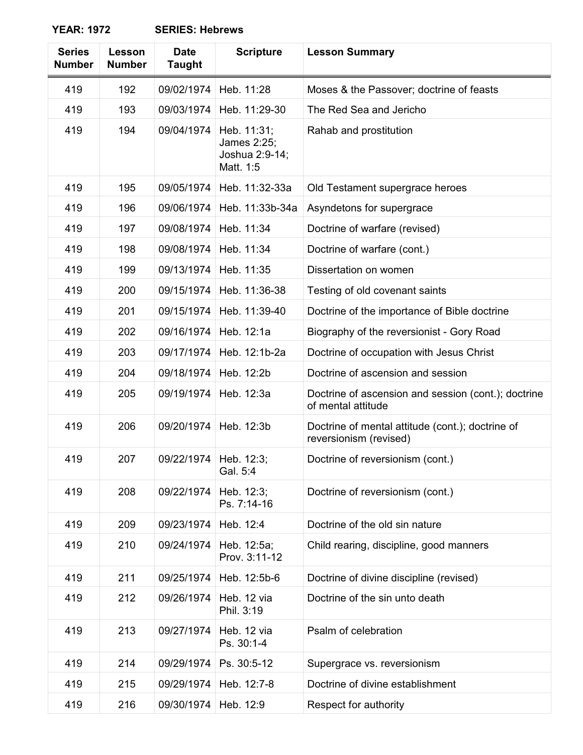**YEAR: 1972** **SERIES: Hebrews**

| Series Number | Lesson Number | Date Taught | Scripture | Lesson Summary |
|---|---|---|---|---|
| 419 | 192 | 09/02/1974 | Heb. 11:28 | Moses & the Passover; doctrine of feasts |
| 419 | 193 | 09/03/1974 | Heb. 11:29-30 | The Red Sea and Jericho |
| 419 | 194 | 09/04/1974 | Heb. 11:31; James 2:25; Joshua 2:9-14; Matt. 1:5 | Rahab and prostitution |
| 419 | 195 | 09/05/1974 | Heb. 11:32-33a | Old Testament supergrace heroes |
| 419 | 196 | 09/06/1974 | Heb. 11:33b-34a | Asyndetons for supergrace |
| 419 | 197 | 09/08/1974 | Heb. 11:34 | Doctrine of warfare (revised) |
| 419 | 198 | 09/08/1974 | Heb. 11:34 | Doctrine of warfare (cont.) |
| 419 | 199 | 09/13/1974 | Heb. 11:35 | Dissertation on women |
| 419 | 200 | 09/15/1974 | Heb. 11:36-38 | Testing of old covenant saints |
| 419 | 201 | 09/15/1974 | Heb. 11:39-40 | Doctrine of the importance of Bible doctrine |
| 419 | 202 | 09/16/1974 | Heb. 12:1a | Biography of the reversionist - Gory Road |
| 419 | 203 | 09/17/1974 | Heb. 12:1b-2a | Doctrine of occupation with Jesus Christ |
| 419 | 204 | 09/18/1974 | Heb. 12:2b | Doctrine of ascension and session |
| 419 | 205 | 09/19/1974 | Heb. 12:3a | Doctrine of ascension and session (cont.); doctrine of mental attitude |
| 419 | 206 | 09/20/1974 | Heb. 12:3b | Doctrine of mental attitude (cont.); doctrine of reversionism (revised) |
| 419 | 207 | 09/22/1974 | Heb. 12:3; Gal. 5:4 | Doctrine of reversionism (cont.) |
| 419 | 208 | 09/22/1974 | Heb. 12:3; Ps. 7:14-16 | Doctrine of reversionism (cont.) |
| 419 | 209 | 09/23/1974 | Heb. 12:4 | Doctrine of the old sin nature |
| 419 | 210 | 09/24/1974 | Heb. 12:5a; Prov. 3:11-12 | Child rearing, discipline, good manners |
| 419 | 211 | 09/25/1974 | Heb. 12:5b-6 | Doctrine of divine discipline (revised) |
| 419 | 212 | 09/26/1974 | Heb. 12 via Phil. 3:19 | Doctrine of the sin unto death |
| 419 | 213 | 09/27/1974 | Heb. 12 via Ps. 30:1-4 | Psalm of celebration |
| 419 | 214 | 09/29/1974 | Ps. 30:5-12 | Supergrace vs. reversionism |
| 419 | 215 | 09/29/1974 | Heb. 12:7-8 | Doctrine of divine establishment |
| 419 | 216 | 09/30/1974 | Heb. 12:9 | Respect for authority |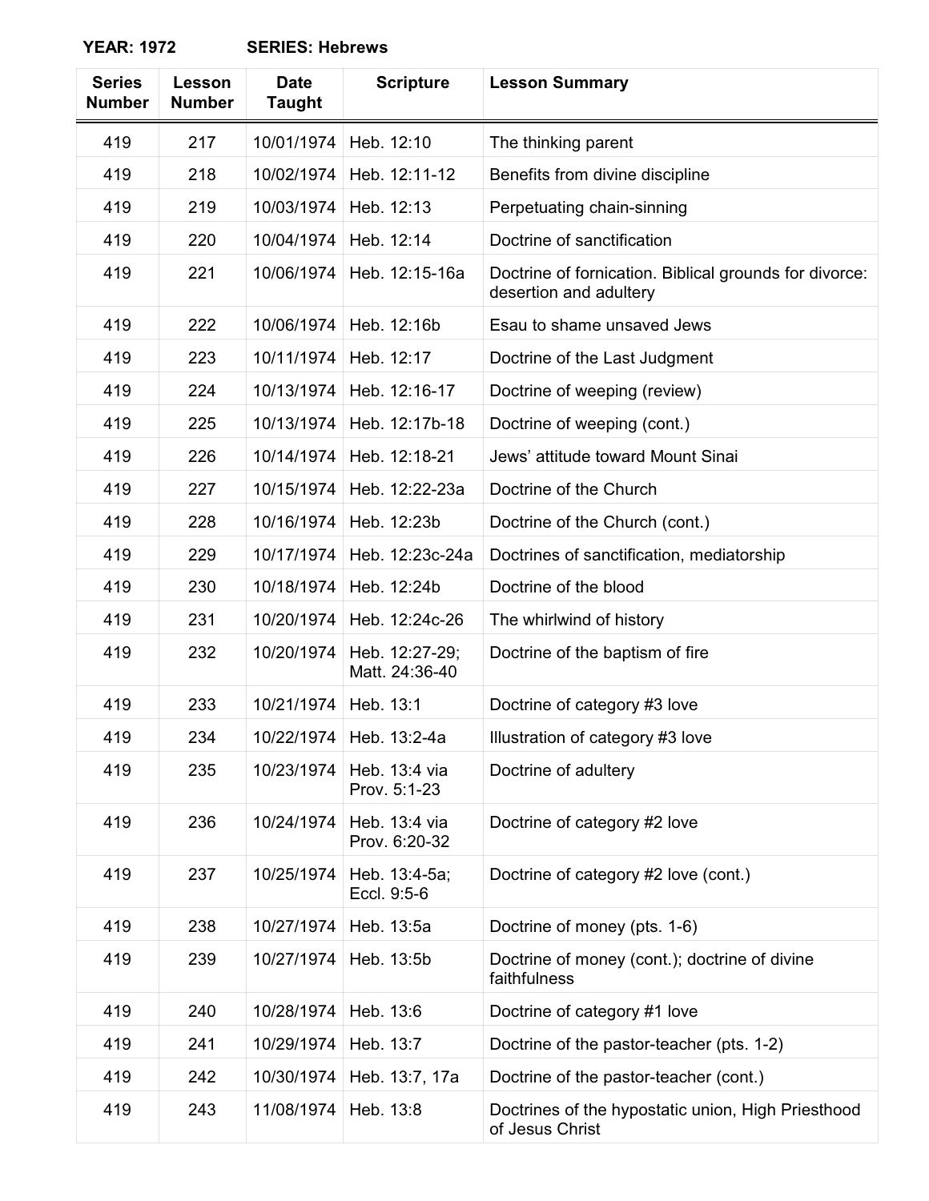**YEAR: 1972 SERIES: Hebrews**

| Series Number | Lesson Number | Date Taught | Scripture | Lesson Summary |
|---|---|---|---|---|
| 419 | 217 | 10/01/1974 | Heb. 12:10 | The thinking parent |
| 419 | 218 | 10/02/1974 | Heb. 12:11-12 | Benefits from divine discipline |
| 419 | 219 | 10/03/1974 | Heb. 12:13 | Perpetuating chain-sinning |
| 419 | 220 | 10/04/1974 | Heb. 12:14 | Doctrine of sanctification |
| 419 | 221 | 10/06/1974 | Heb. 12:15-16a | Doctrine of fornication. Biblical grounds for divorce: desertion and adultery |
| 419 | 222 | 10/06/1974 | Heb. 12:16b | Esau to shame unsaved Jews |
| 419 | 223 | 10/11/1974 | Heb. 12:17 | Doctrine of the Last Judgment |
| 419 | 224 | 10/13/1974 | Heb. 12:16-17 | Doctrine of weeping (review) |
| 419 | 225 | 10/13/1974 | Heb. 12:17b-18 | Doctrine of weeping (cont.) |
| 419 | 226 | 10/14/1974 | Heb. 12:18-21 | Jews' attitude toward Mount Sinai |
| 419 | 227 | 10/15/1974 | Heb. 12:22-23a | Doctrine of the Church |
| 419 | 228 | 10/16/1974 | Heb. 12:23b | Doctrine of the Church (cont.) |
| 419 | 229 | 10/17/1974 | Heb. 12:23c-24a | Doctrines of sanctification, mediatorship |
| 419 | 230 | 10/18/1974 | Heb. 12:24b | Doctrine of the blood |
| 419 | 231 | 10/20/1974 | Heb. 12:24c-26 | The whirlwind of history |
| 419 | 232 | 10/20/1974 | Heb. 12:27-29; Matt. 24:36-40 | Doctrine of the baptism of fire |
| 419 | 233 | 10/21/1974 | Heb. 13:1 | Doctrine of category #3 love |
| 419 | 234 | 10/22/1974 | Heb. 13:2-4a | Illustration of category #3 love |
| 419 | 235 | 10/23/1974 | Heb. 13:4 via Prov. 5:1-23 | Doctrine of adultery |
| 419 | 236 | 10/24/1974 | Heb. 13:4 via Prov. 6:20-32 | Doctrine of category #2 love |
| 419 | 237 | 10/25/1974 | Heb. 13:4-5a; Eccl. 9:5-6 | Doctrine of category #2 love (cont.) |
| 419 | 238 | 10/27/1974 | Heb. 13:5a | Doctrine of money (pts. 1-6) |
| 419 | 239 | 10/27/1974 | Heb. 13:5b | Doctrine of money (cont.); doctrine of divine faithfulness |
| 419 | 240 | 10/28/1974 | Heb. 13:6 | Doctrine of category #1 love |
| 419 | 241 | 10/29/1974 | Heb. 13:7 | Doctrine of the pastor-teacher (pts. 1-2) |
| 419 | 242 | 10/30/1974 | Heb. 13:7, 17a | Doctrine of the pastor-teacher (cont.) |
| 419 | 243 | 11/08/1974 | Heb. 13:8 | Doctrines of the hypostatic union, High Priesthood of Jesus Christ |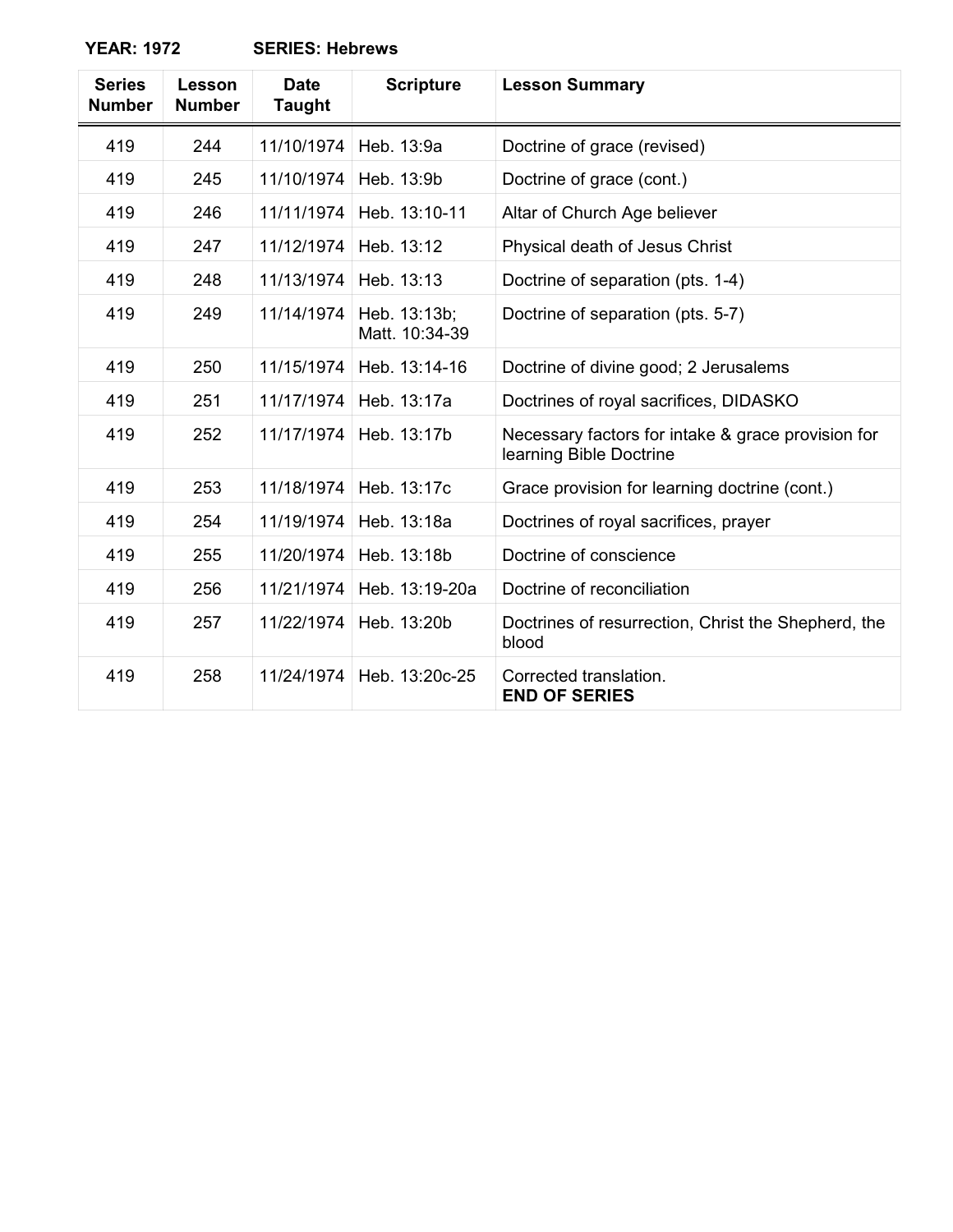**YEAR: 1972 SERIES: Hebrews**

| Series Number | Lesson Number | Date Taught | Scripture | Lesson Summary |
|---|---|---|---|---|
| 419 | 244 | 11/10/1974 | Heb. 13:9a | Doctrine of grace (revised) |
| 419 | 245 | 11/10/1974 | Heb. 13:9b | Doctrine of grace (cont.) |
| 419 | 246 | 11/11/1974 | Heb. 13:10-11 | Altar of Church Age believer |
| 419 | 247 | 11/12/1974 | Heb. 13:12 | Physical death of Jesus Christ |
| 419 | 248 | 11/13/1974 | Heb. 13:13 | Doctrine of separation (pts. 1-4) |
| 419 | 249 | 11/14/1974 | Heb. 13:13b; Matt. 10:34-39 | Doctrine of separation (pts. 5-7) |
| 419 | 250 | 11/15/1974 | Heb. 13:14-16 | Doctrine of divine good; 2 Jerusalems |
| 419 | 251 | 11/17/1974 | Heb. 13:17a | Doctrines of royal sacrifices, DIDASKO |
| 419 | 252 | 11/17/1974 | Heb. 13:17b | Necessary factors for intake & grace provision for learning Bible Doctrine |
| 419 | 253 | 11/18/1974 | Heb. 13:17c | Grace provision for learning doctrine (cont.) |
| 419 | 254 | 11/19/1974 | Heb. 13:18a | Doctrines of royal sacrifices, prayer |
| 419 | 255 | 11/20/1974 | Heb. 13:18b | Doctrine of conscience |
| 419 | 256 | 11/21/1974 | Heb. 13:19-20a | Doctrine of reconciliation |
| 419 | 257 | 11/22/1974 | Heb. 13:20b | Doctrines of resurrection, Christ the Shepherd, the blood |
| 419 | 258 | 11/24/1974 | Heb. 13:20c-25 | Corrected translation. **END OF SERIES** |